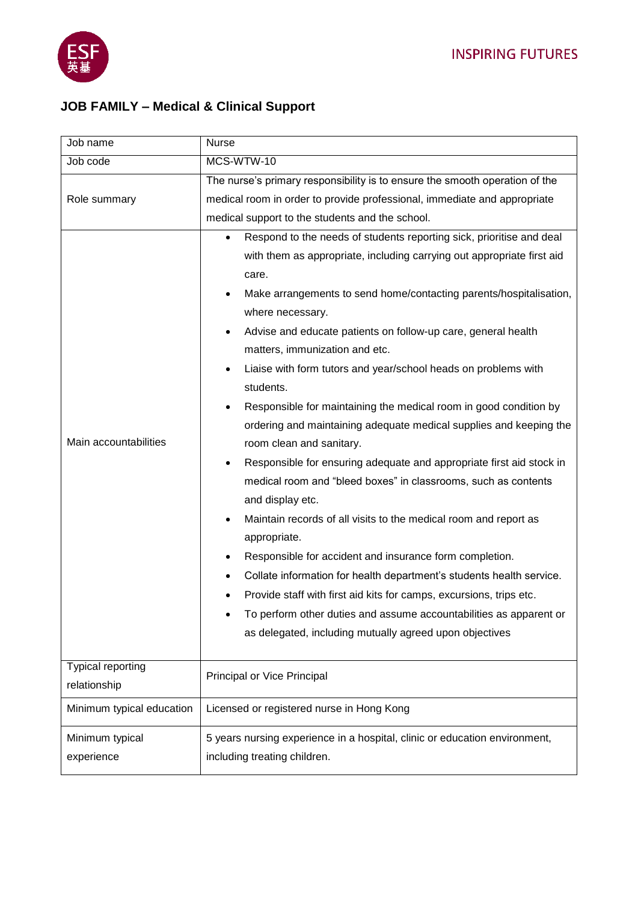INSPIRING FUTURES

## JOB FAMILY – Medical & Clinical Support

| Job name | Nurse |
|---|---|
| Job code | MCS-WTW-10 |
| Role summary | The nurse's primary responsibility is to ensure the smooth operation of the medical room in order to provide professional, immediate and appropriate medical support to the students and the school. |
| Main accountabilities | • Respond to the needs of students reporting sick, prioritise and deal with them as appropriate, including carrying out appropriate first aid care.<br>• Make arrangements to send home/contacting parents/hospitalisation, where necessary.<br>• Advise and educate patients on follow-up care, general health matters, immunization and etc.<br>• Liaise with form tutors and year/school heads on problems with students.<br>• Responsible for maintaining the medical room in good condition by ordering and maintaining adequate medical supplies and keeping the room clean and sanitary.<br>• Responsible for ensuring adequate and appropriate first aid stock in medical room and "bleed boxes" in classrooms, such as contents and display etc.<br>• Maintain records of all visits to the medical room and report as appropriate.<br>• Responsible for accident and insurance form completion.<br>• Collate information for health department's students health service.<br>• Provide staff with first aid kits for camps, excursions, trips etc.<br>• To perform other duties and assume accountabilities as apparent or as delegated, including mutually agreed upon objectives |
| Typical reporting relationship | Principal or Vice Principal |
| Minimum typical education | Licensed or registered nurse in Hong Kong |
| Minimum typical experience | 5 years nursing experience in a hospital, clinic or education environment, including treating children. |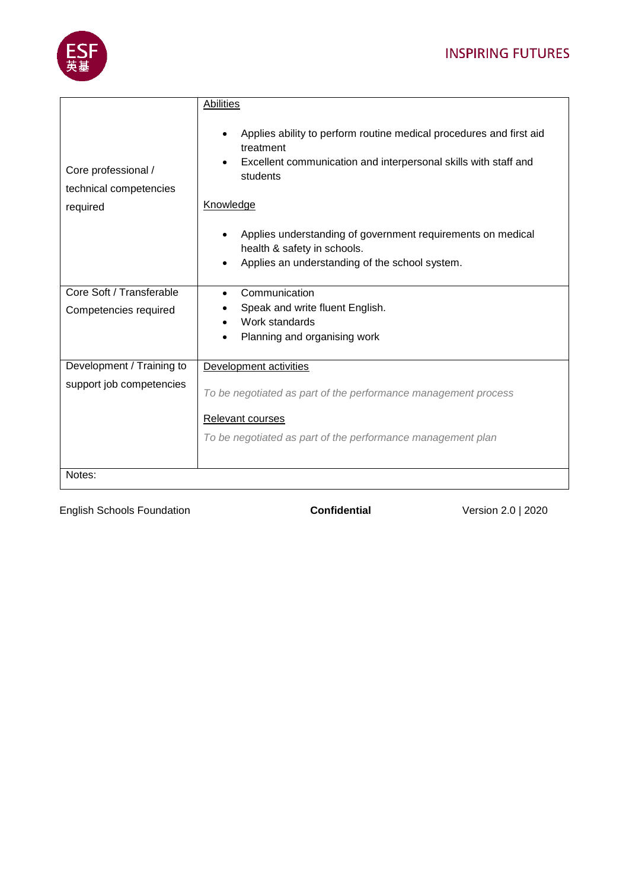| | |
|---|---|
| Core professional / technical competencies required | <u>Abilities</u><br><br>• Applies ability to perform routine medical procedures and first aid treatment<br>• Excellent communication and interpersonal skills with staff and students<br><br><u>Knowledge</u><br><br>• Applies understanding of government requirements on medical health & safety in schools.<br>• Applies an understanding of the school system. |
| Core Soft / Transferable Competencies required | • Communication<br>• Speak and write fluent English.<br>• Work standards<br>• Planning and organising work |
| Development / Training to support job competencies | <u>Development activities</u><br><br>*To be negotiated as part of the performance management process*<br><br><u>Relevant courses</u><br><br>*To be negotiated as part of the performance management plan* |
| Notes: | |

English Schools Foundation **Confidential** Version 2.0 | 2020